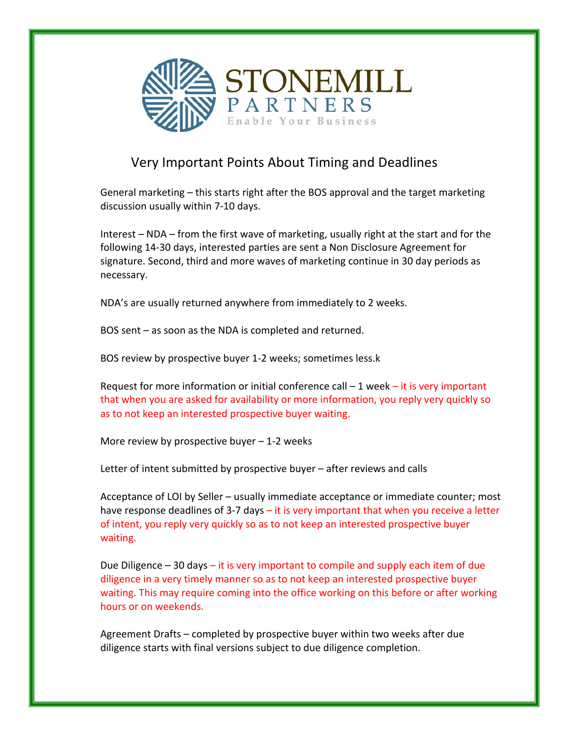STONEMILL PARTNERS

Enable Your Business

# Very Important Points About Timing and Deadlines

General marketing – this starts right after the BOS approval and the target marketing discussion usually within 7-10 days.

Interest – NDA – from the first wave of marketing, usually right at the start and for the following 14-30 days, interested parties are sent a Non Disclosure Agreement for signature. Second, third and more waves of marketing continue in 30 day periods as necessary.

NDA's are usually returned anywhere from immediately to 2 weeks.

BOS sent – as soon as the NDA is completed and returned.

BOS review by prospective buyer 1-2 weeks; sometimes less.k

Request for more information or initial conference call – 1 week – it is very important that when you are asked for availability or more information, you reply very quickly so as to not keep an interested prospective buyer waiting.

More review by prospective buyer – 1-2 weeks

Letter of intent submitted by prospective buyer – after reviews and calls

Acceptance of LOI by Seller – usually immediate acceptance or immediate counter; most have response deadlines of 3-7 days – it is very important that when you receive a letter of intent, you reply very quickly so as to not keep an interested prospective buyer waiting.

Due Diligence – 30 days – it is very important to compile and supply each item of due diligence in a very timely manner so as to not keep an interested prospective buyer waiting. This may require coming into the office working on this before or after working hours or on weekends.

Agreement Drafts – completed by prospective buyer within two weeks after due diligence starts with final versions subject to due diligence completion.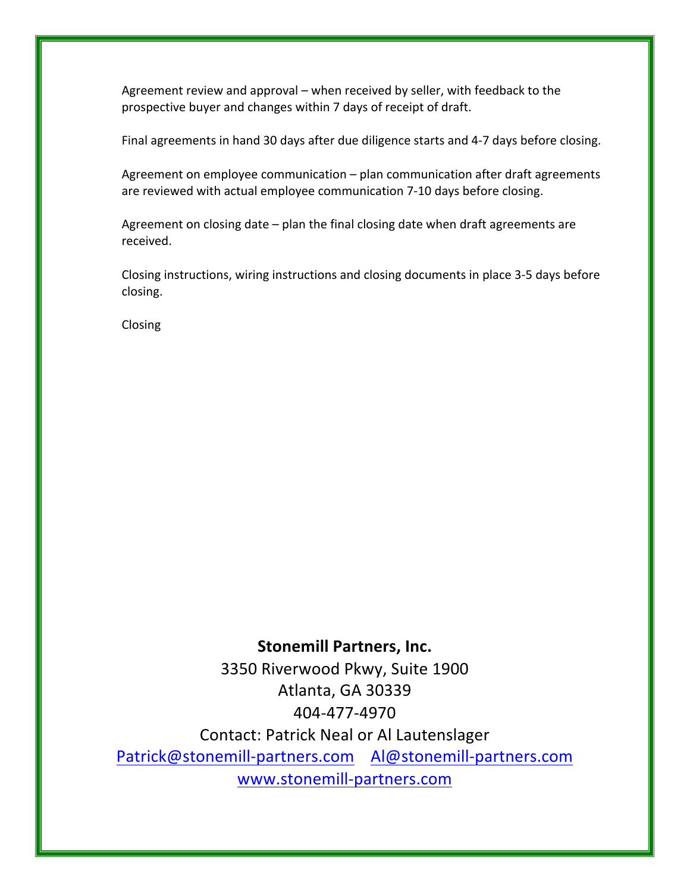Agreement review and approval – when received by seller, with feedback to the prospective buyer and changes within 7 days of receipt of draft.

Final agreements in hand 30 days after due diligence starts and 4-7 days before closing.

Agreement on employee communication – plan communication after draft agreements are reviewed with actual employee communication 7-10 days before closing.

Agreement on closing date – plan the final closing date when draft agreements are received.

Closing instructions, wiring instructions and closing documents in place 3-5 days before closing.

Closing

**Stonemill Partners, Inc.**

3350 Riverwood Pkwy, Suite 1900

Atlanta, GA 30339

404-477-4970

Contact: Patrick Neal or Al Lautenslager

Patrick@stonemill-partners.com    Al@stonemill-partners.com

www.stonemill-partners.com